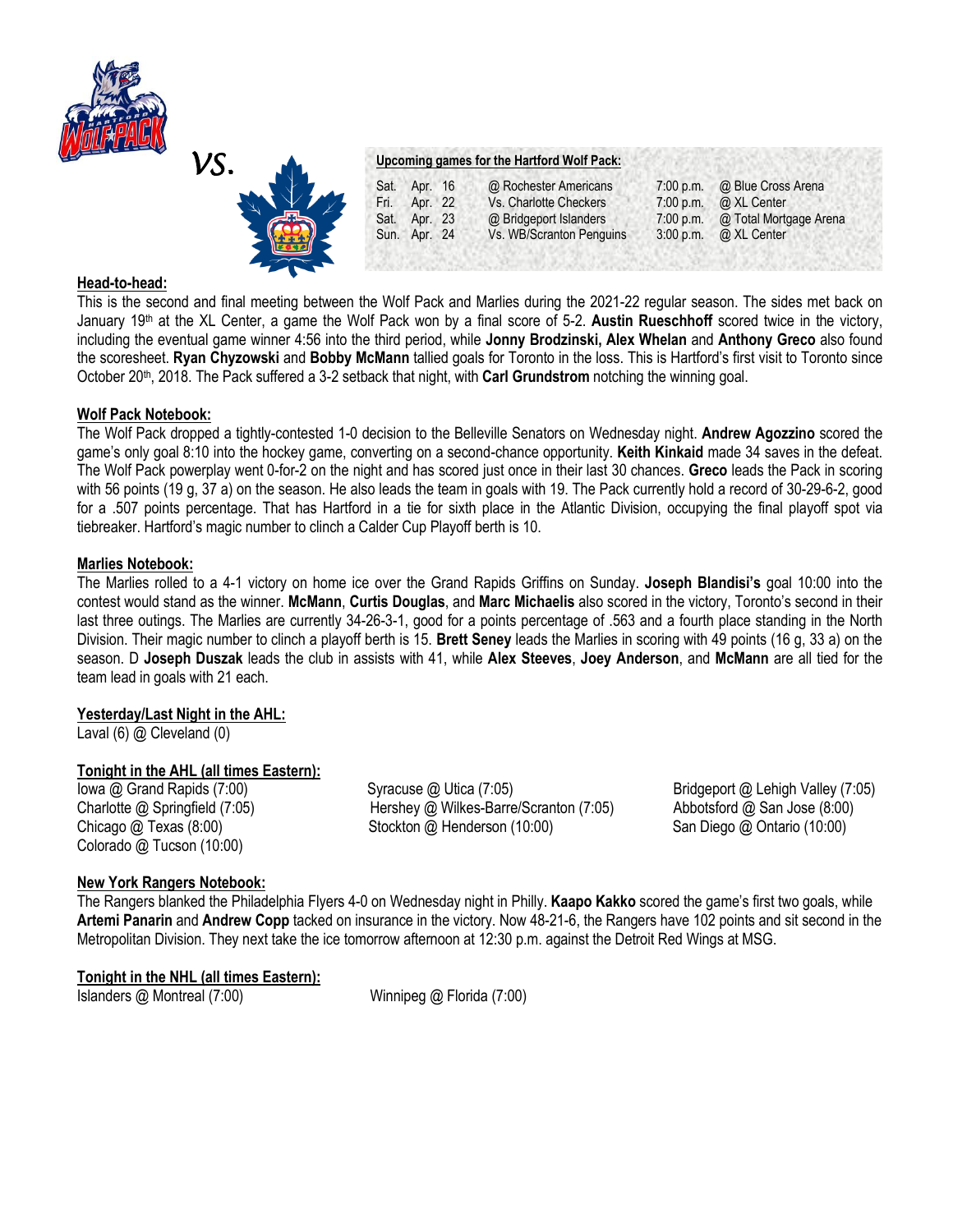*vs.*

**Upcoming games for the Hartford Wolf Pack:**

| | | | | |
|---|---|---|---|---|
| Sat. | Apr. 16 | @ Rochester Americans | 7:00 p.m. | @ Blue Cross Arena |
| Fri. | Apr. 22 | Vs. Charlotte Checkers | 7:00 p.m. | @ XL Center |
| Sat. | Apr. 23 | @ Bridgeport Islanders | 7:00 p.m. | @ Total Mortgage Arena |
| Sun. | Apr. 24 | Vs. WB/Scranton Penguins | 3:00 p.m. | @ XL Center |

**Head-to-head:**

This is the second and final meeting between the Wolf Pack and Marlies during the 2021-22 regular season. The sides met back on January 19th at the XL Center, a game the Wolf Pack won by a final score of 5-2. **Austin Rueschhoff** scored twice in the victory, including the eventual game winner 4:56 into the third period, while **Jonny Brodzinski, Alex Whelan** and **Anthony Greco** also found the scoresheet. **Ryan Chyzowski** and **Bobby McMann** tallied goals for Toronto in the loss. This is Hartford's first visit to Toronto since October 20th, 2018. The Pack suffered a 3-2 setback that night, with **Carl Grundstrom** notching the winning goal.

**Wolf Pack Notebook:**

The Wolf Pack dropped a tightly-contested 1-0 decision to the Belleville Senators on Wednesday night. **Andrew Agozzino** scored the game's only goal 8:10 into the hockey game, converting on a second-chance opportunity. **Keith Kinkaid** made 34 saves in the defeat. The Wolf Pack powerplay went 0-for-2 on the night and has scored just once in their last 30 chances. **Greco** leads the Pack in scoring with 56 points (19 g, 37 a) on the season. He also leads the team in goals with 19. The Pack currently hold a record of 30-29-6-2, good for a .507 points percentage. That has Hartford in a tie for sixth place in the Atlantic Division, occupying the final playoff spot via tiebreaker. Hartford's magic number to clinch a Calder Cup Playoff berth is 10.

**Marlies Notebook:**

The Marlies rolled to a 4-1 victory on home ice over the Grand Rapids Griffins on Sunday. **Joseph Blandisi's** goal 10:00 into the contest would stand as the winner. **McMann**, **Curtis Douglas**, and **Marc Michaelis** also scored in the victory, Toronto's second in their last three outings. The Marlies are currently 34-26-3-1, good for a points percentage of .563 and a fourth place standing in the North Division. Their magic number to clinch a playoff berth is 15. **Brett Seney** leads the Marlies in scoring with 49 points (16 g, 33 a) on the season. D **Joseph Duszak** leads the club in assists with 41, while **Alex Steeves**, **Joey Anderson**, and **McMann** are all tied for the team lead in goals with 21 each.

**Yesterday/Last Night in the AHL:**

Laval (6) @ Cleveland (0)

**Tonight in the AHL (all times Eastern):**

Iowa @ Grand Rapids (7:00)
Charlotte @ Springfield (7:05)
Chicago @ Texas (8:00)
Colorado @ Tucson (10:00)
Syracuse @ Utica (7:05)
Hershey @ Wilkes-Barre/Scranton (7:05)
Stockton @ Henderson (10:00)
Bridgeport @ Lehigh Valley (7:05)
Abbotsford @ San Jose (8:00)
San Diego @ Ontario (10:00)

**New York Rangers Notebook:**

The Rangers blanked the Philadelphia Flyers 4-0 on Wednesday night in Philly. **Kaapo Kakko** scored the game's first two goals, while **Artemi Panarin** and **Andrew Copp** tacked on insurance in the victory. Now 48-21-6, the Rangers have 102 points and sit second in the Metropolitan Division. They next take the ice tomorrow afternoon at 12:30 p.m. against the Detroit Red Wings at MSG.

**Tonight in the NHL (all times Eastern):**

Islanders @ Montreal (7:00)
Winnipeg @ Florida (7:00)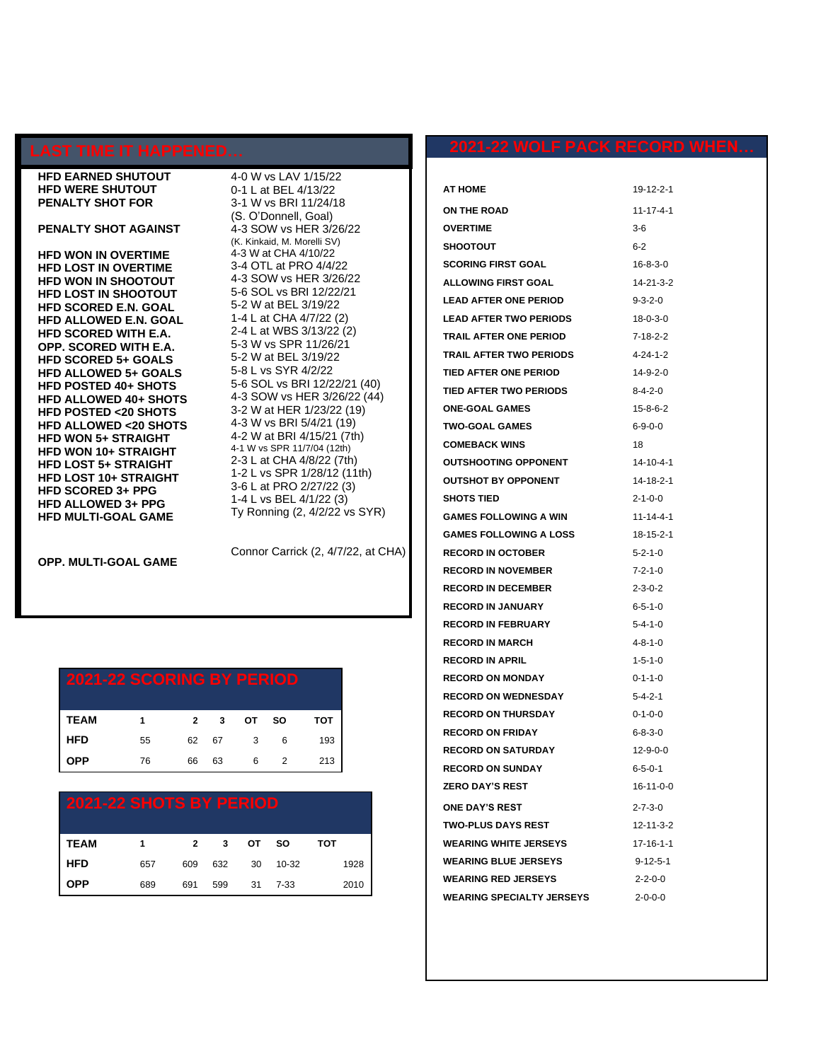## LAST TIME IT HAPPENED…

| | |
|---|---|
| **HFD EARNED SHUTOUT** | 4-0 W vs LAV 1/15/22 |
| **HFD WERE SHUTOUT** | 0-1 L at BEL 4/13/22 |
| **PENALTY SHOT FOR** | 3-1 W vs BRI 11/24/18 (S. O'Donnell, Goal) |
| **PENALTY SHOT AGAINST** | 4-3 SOW vs HER 3/26/22 (K. Kinkaid, M. Morelli SV) |
| **HFD WON IN OVERTIME** | 4-3 W at CHA 4/10/22 |
| **HFD LOST IN OVERTIME** | 3-4 OTL at PRO 4/4/22 |
| **HFD WON IN SHOOTOUT** | 4-3 SOW vs HER 3/26/22 |
| **HFD LOST IN SHOOTOUT** | 5-6 SOL vs BRI 12/22/21 |
| **HFD SCORED E.N. GOAL** | 5-2 W at BEL 3/19/22 |
| **HFD ALLOWED E.N. GOAL** | 1-4 L at CHA 4/7/22 (2) |
| **HFD SCORED WITH E.A.** | 2-4 L at WBS 3/13/22 (2) |
| **OPP. SCORED WITH E.A.** | 5-3 W vs SPR 11/26/21 |
| **HFD SCORED 5+ GOALS** | 5-2 W at BEL 3/19/22 |
| **HFD ALLOWED 5+ GOALS** | 5-8 L vs SYR 4/2/22 |
| **HFD POSTED 40+ SHOTS** | 5-6 SOL vs BRI 12/22/21 (40) |
| **HFD ALLOWED 40+ SHOTS** | 4-3 SOW vs HER 3/26/22 (44) |
| **HFD POSTED <20 SHOTS** | 3-2 W at HER 1/23/22 (19) |
| **HFD ALLOWED <20 SHOTS** | 4-3 W vs BRI 5/4/21 (19) |
| **HFD WON 5+ STRAIGHT** | 4-2 W at BRI 4/15/21 (7th) |
| **HFD WON 10+ STRAIGHT** | 4-1 W vs SPR 11/7/04 (12th) |
| **HFD LOST 5+ STRAIGHT** | 2-3 L at CHA 4/8/22 (7th) |
| **HFD LOST 10+ STRAIGHT** | 1-2 L vs SPR 1/28/12 (11th) |
| **HFD SCORED 3+ PPG** | 3-6 L at PRO 2/27/22 (3) |
| **HFD ALLOWED 3+ PPG** | 1-4 L vs BEL 4/1/22 (3) |
| **HFD MULTI-GOAL GAME** | Ty Ronning (2, 4/2/22 vs SYR) |
| **OPP. MULTI-GOAL GAME** | Connor Carrick (2, 4/7/22, at CHA) |

## 2021-22 SCORING BY PERIOD

| TEAM | 1 | 2 | 3 | OT | SO | TOT |
|---|---|---|---|---|---|---|
| HFD | 55 | 62 | 67 | 3 | 6 | 193 |
| OPP | 76 | 66 | 63 | 6 | 2 | 213 |

## 2021-22 SHOTS BY PERIOD

| TEAM | 1 | 2 | 3 | OT | SO | TOT |
|---|---|---|---|---|---|---|
| HFD | 657 | 609 | 632 | 30 | 10-32 | 1928 |
| OPP | 689 | 691 | 599 | 31 | 7-33 | 2010 |

## 2021-22 WOLF PACK RECORD WHEN…

| | |
|---|---|
| **AT HOME** | 19-12-2-1 |
| **ON THE ROAD** | 11-17-4-1 |
| **OVERTIME** | 3-6 |
| **SHOOTOUT** | 6-2 |
| **SCORING FIRST GOAL** | 16-8-3-0 |
| **ALLOWING FIRST GOAL** | 14-21-3-2 |
| **LEAD AFTER ONE PERIOD** | 9-3-2-0 |
| **LEAD AFTER TWO PERIODS** | 18-0-3-0 |
| **TRAIL AFTER ONE PERIOD** | 7-18-2-2 |
| **TRAIL AFTER TWO PERIODS** | 4-24-1-2 |
| **TIED AFTER ONE PERIOD** | 14-9-2-0 |
| **TIED AFTER TWO PERIODS** | 8-4-2-0 |
| **ONE-GOAL GAMES** | 15-8-6-2 |
| **TWO-GOAL GAMES** | 6-9-0-0 |
| **COMEBACK WINS** | 18 |
| **OUTSHOOTING OPPONENT** | 14-10-4-1 |
| **OUTSHOT BY OPPONENT** | 14-18-2-1 |
| **SHOTS TIED** | 2-1-0-0 |
| **GAMES FOLLOWING A WIN** | 11-14-4-1 |
| **GAMES FOLLOWING A LOSS** | 18-15-2-1 |
| **RECORD IN OCTOBER** | 5-2-1-0 |
| **RECORD IN NOVEMBER** | 7-2-1-0 |
| **RECORD IN DECEMBER** | 2-3-0-2 |
| **RECORD IN JANUARY** | 6-5-1-0 |
| **RECORD IN FEBRUARY** | 5-4-1-0 |
| **RECORD IN MARCH** | 4-8-1-0 |
| **RECORD IN APRIL** | 1-5-1-0 |
| **RECORD ON MONDAY** | 0-1-1-0 |
| **RECORD ON WEDNESDAY** | 5-4-2-1 |
| **RECORD ON THURSDAY** | 0-1-0-0 |
| **RECORD ON FRIDAY** | 6-8-3-0 |
| **RECORD ON SATURDAY** | 12-9-0-0 |
| **RECORD ON SUNDAY** | 6-5-0-1 |
| **ZERO DAY'S REST** | 16-11-0-0 |
| **ONE DAY'S REST** | 2-7-3-0 |
| **TWO-PLUS DAYS REST** | 12-11-3-2 |
| **WEARING WHITE JERSEYS** | 17-16-1-1 |
| **WEARING BLUE JERSEYS** | 9-12-5-1 |
| **WEARING RED JERSEYS** | 2-2-0-0 |
| **WEARING SPECIALTY JERSEYS** | 2-0-0-0 |